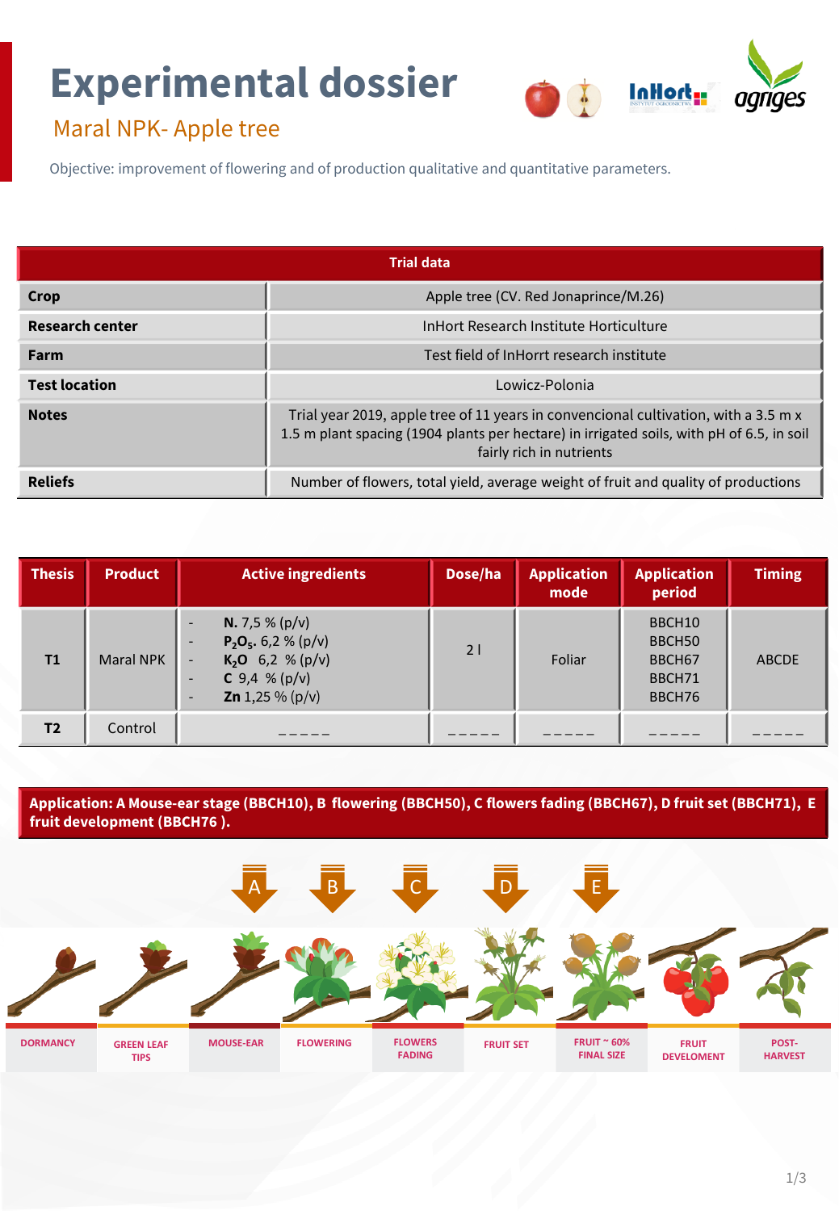# Experimental dossier

## Maral NPK- Apple tree

Objective: improvement of flowering and of production qualitative and quantitative parameters.

| Trial data | |
|---|---|
| **Crop** | Apple tree (CV. Red Jonaprince/M.26) |
| **Research center** | InHort Research Institute Horticulture |
| **Farm** | Test field of InHorrt research institute |
| **Test location** | Lowicz-Polonia |
| **Notes** | Trial year 2019, apple tree of 11 years in convencional cultivation, with a 3.5 m x 1.5 m plant spacing (1904 plants per hectare) in irrigated soils, with pH of 6.5, in soil fairly rich in nutrients |
| **Reliefs** | Number of flowers, total yield, average weight of fruit and quality of productions |

| Thesis | Product | Active ingredients | Dose/ha | Application mode | Application period | Timing |
|---|---|---|---|---|---|---|
| **T1** | Maral NPK | - **N.** 7,5 % (p/v)<br>- **$P_2O_5$.** 6,2 % (p/v)<br>- **$K_2O$** 6,2 % (p/v)<br>- **C** 9,4 % (p/v)<br>- **Zn** 1,25 % (p/v) | 2 l | Foliar | BBCH10<br>BBCH50<br>BBCH67<br>BBCH71<br>BBCH76 | ABCDE |
| **T2** | Control | ----- | ----- | ----- | ----- | ----- |

**Application: A Mouse-ear stage (BBCH10), B flowering (BBCH50), C flowers fading (BBCH67), D fruit set (BBCH71), E fruit development (BBCH76 ).**

A B C D E

DORMANCY | GREEN LEAF TIPS | MOUSE-EAR | FLOWERING | FLOWERS FADING | FRUIT SET | FRUIT ~ 60% FINAL SIZE | FRUIT DEVELOMENT | POST-HARVEST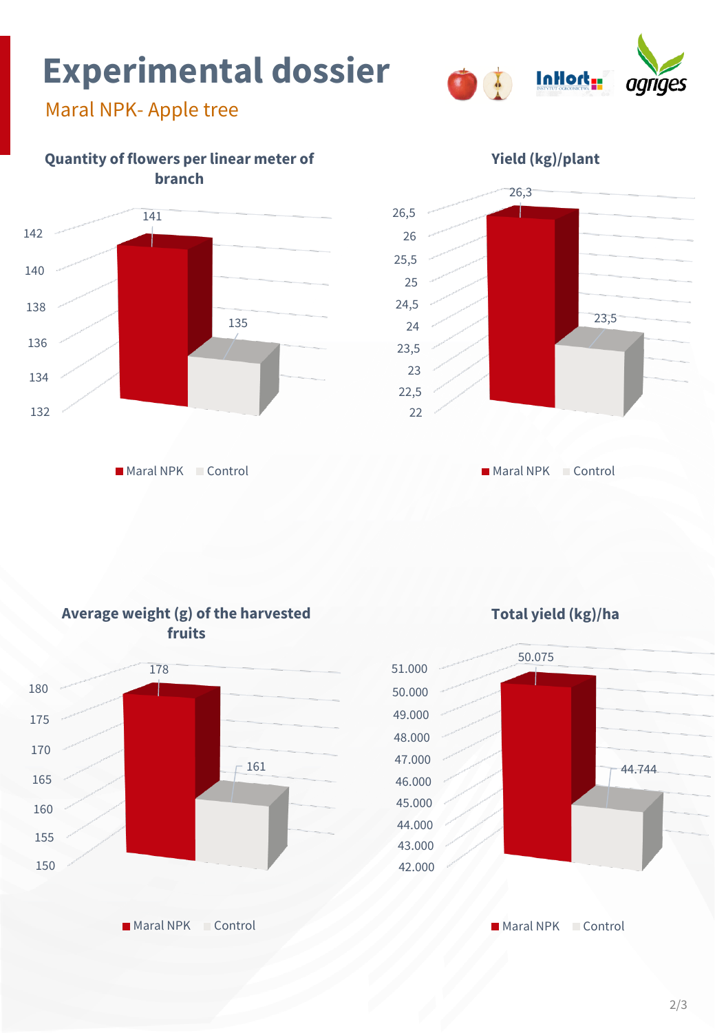# Experimental dossier

Maral NPK- Apple tree

### Quantity of flowers per linear meter of branch

| | Value |
|---|---|
| Maral NPK | 141 |
| Control | 135 |

### Yield (kg)/plant

| | Value |
|---|---|
| Maral NPK | 26,3 |
| Control | 23,5 |

### Average weight (g) of the harvested fruits

| | Value |
|---|---|
| Maral NPK | 178 |
| Control | 161 |

### Total yield (kg)/ha

| | Value |
|---|---|
| Maral NPK | 50.075 |
| Control | 44.744 |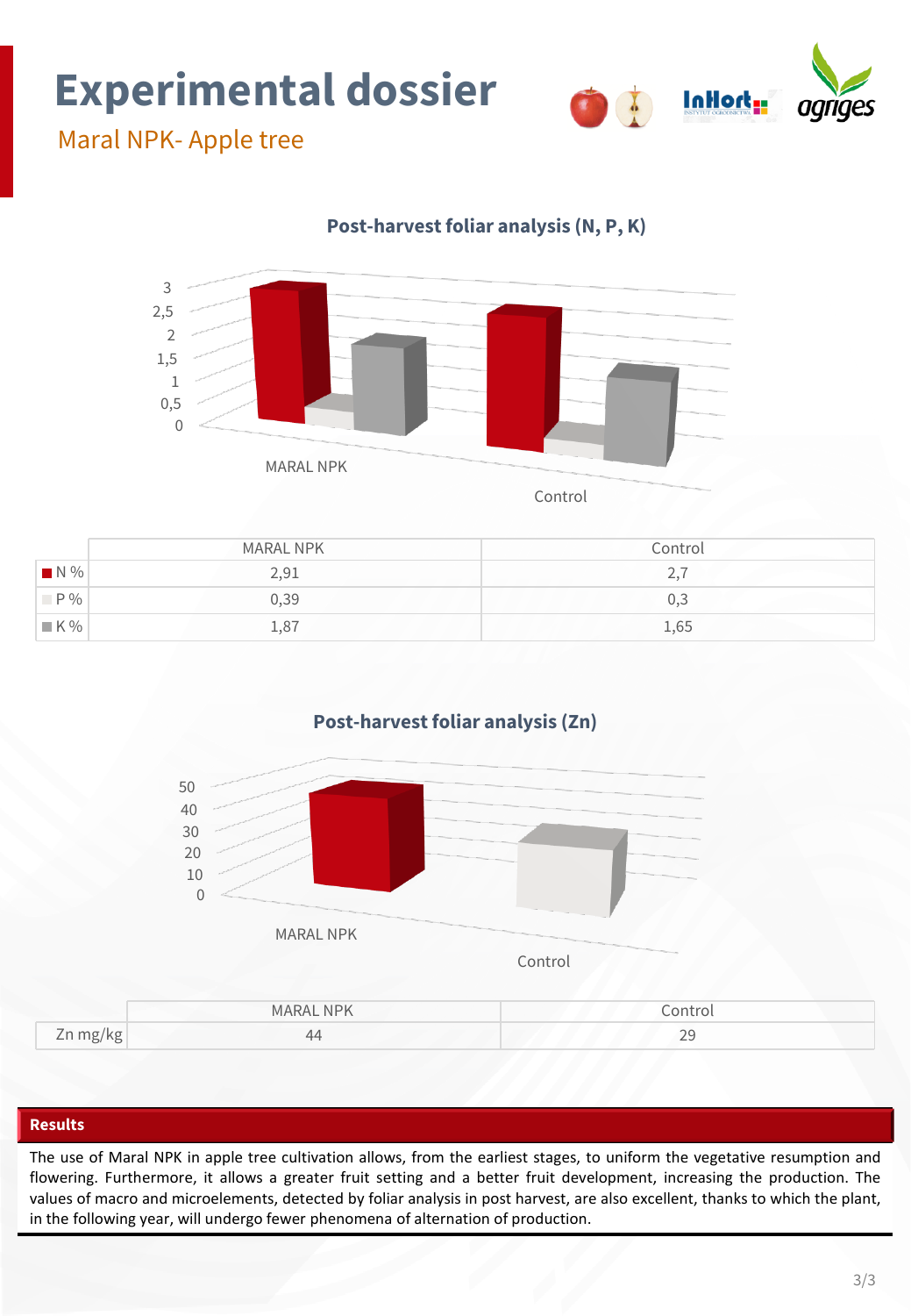# Experimental dossier

## Maral NPK- Apple tree

### Post-harvest foliar analysis (N, P, K)

3
2,5
2
1,5
1
0,5
0

MARAL NPK
Control

| | MARAL NPK | Control |
|---|---|---|
| N % | 2,91 | 2,7 |
| P % | 0,39 | 0,3 |
| K % | 1,87 | 1,65 |

### Post-harvest foliar analysis (Zn)

50
40
30
20
10
0

MARAL NPK
Control

| | MARAL NPK | Control |
|---|---|---|
| Zn mg/kg | 44 | 29 |

### Results

The use of Maral NPK in apple tree cultivation allows, from the earliest stages, to uniform the vegetative resumption and flowering. Furthermore, it allows a greater fruit setting and a better fruit development, increasing the production. The values of macro and microelements, detected by foliar analysis in post harvest, are also excellent, thanks to which the plant, in the following year, will undergo fewer phenomena of alternation of production.